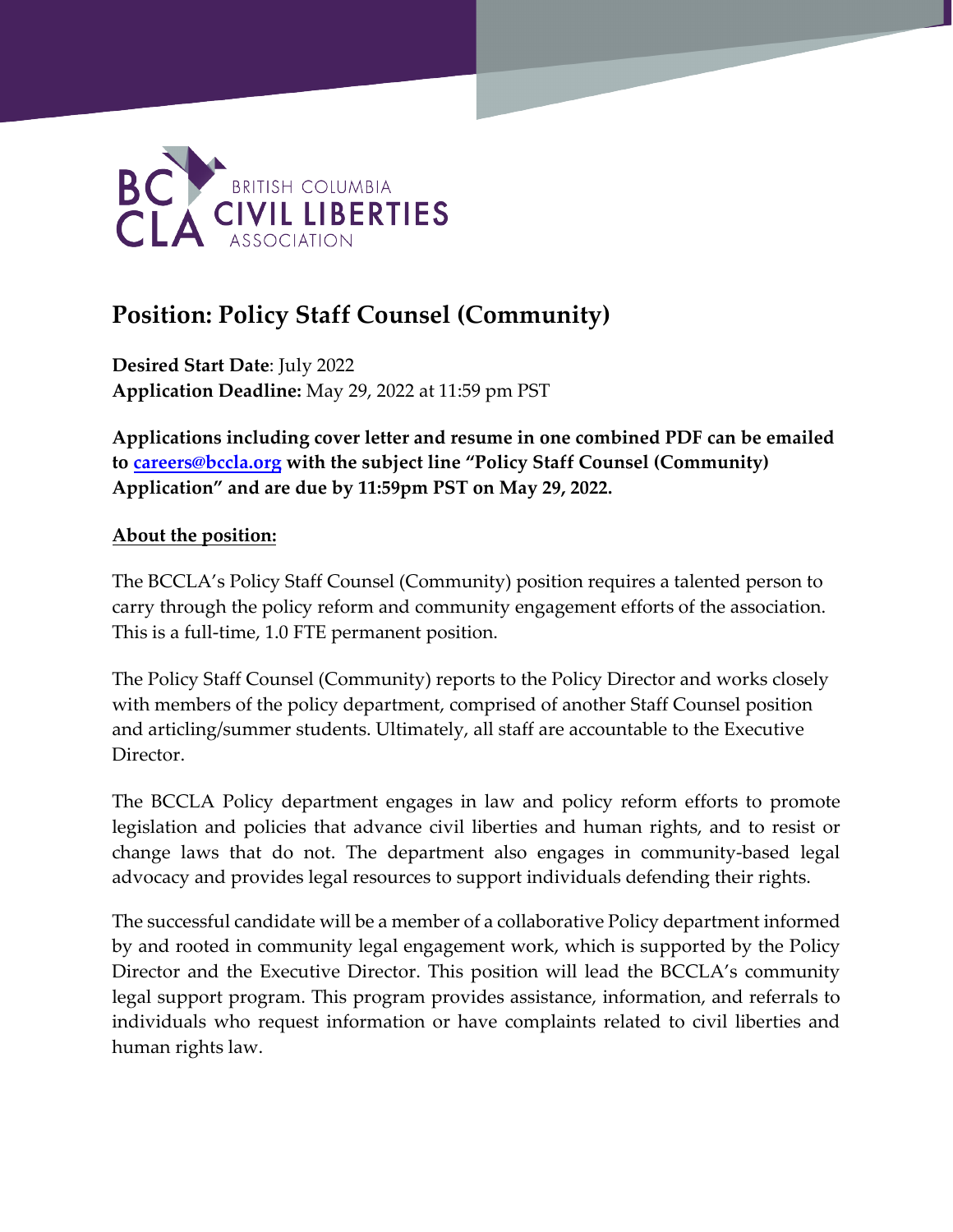BRITISH COLUMBIA CIVIL LIBERTIES ASSOCIATION

# Position: Policy Staff Counsel (Community)

**Desired Start Date**: July 2022
**Application Deadline:** May 29, 2022 at 11:59 pm PST

**Applications including cover letter and resume in one combined PDF can be emailed to [careers@bccla.org](mailto:careers@bccla.org) with the subject line "Policy Staff Counsel (Community) Application" and are due by 11:59pm PST on May 29, 2022.**

**About the position:**

The BCCLA's Policy Staff Counsel (Community) position requires a talented person to carry through the policy reform and community engagement efforts of the association. This is a full-time, 1.0 FTE permanent position.

The Policy Staff Counsel (Community) reports to the Policy Director and works closely with members of the policy department, comprised of another Staff Counsel position and articling/summer students. Ultimately, all staff are accountable to the Executive Director.

The BCCLA Policy department engages in law and policy reform efforts to promote legislation and policies that advance civil liberties and human rights, and to resist or change laws that do not. The department also engages in community-based legal advocacy and provides legal resources to support individuals defending their rights.

The successful candidate will be a member of a collaborative Policy department informed by and rooted in community legal engagement work, which is supported by the Policy Director and the Executive Director. This position will lead the BCCLA's community legal support program. This program provides assistance, information, and referrals to individuals who request information or have complaints related to civil liberties and human rights law.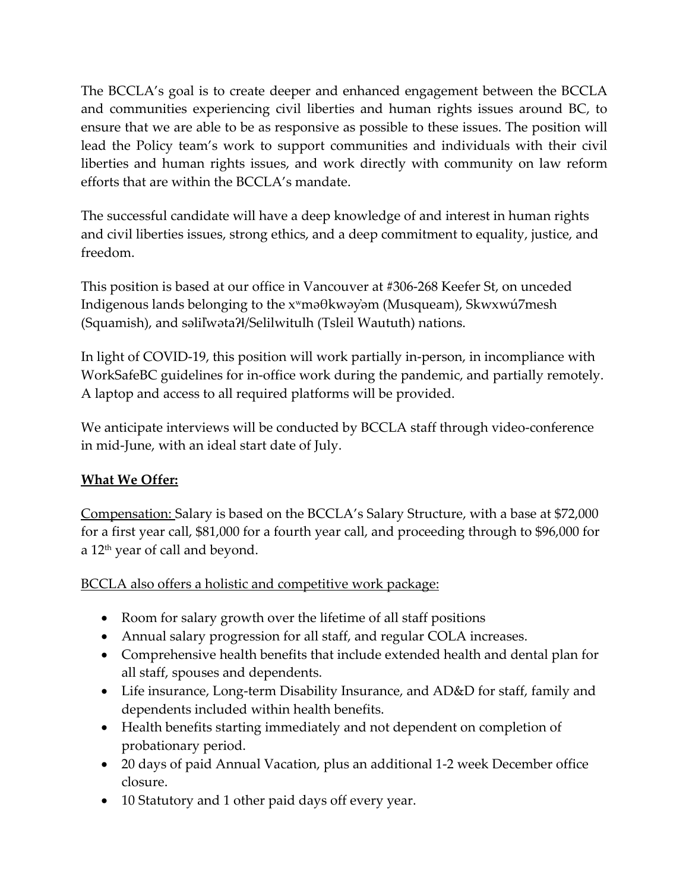The BCCLA's goal is to create deeper and enhanced engagement between the BCCLA and communities experiencing civil liberties and human rights issues around BC, to ensure that we are able to be as responsive as possible to these issues. The position will lead the Policy team's work to support communities and individuals with their civil liberties and human rights issues, and work directly with community on law reform efforts that are within the BCCLA's mandate.

The successful candidate will have a deep knowledge of and interest in human rights and civil liberties issues, strong ethics, and a deep commitment to equality, justice, and freedom.

This position is based at our office in Vancouver at #306-268 Keefer St, on unceded Indigenous lands belonging to the xʷməθkwəy̓əm (Musqueam), Skwxwú7mesh (Squamish), and səlilwətaʔɬ/Selilwitulh (Tsleil Waututh) nations.

In light of COVID-19, this position will work partially in-person, in incompliance with WorkSafeBC guidelines for in-office work during the pandemic, and partially remotely. A laptop and access to all required platforms will be provided.

We anticipate interviews will be conducted by BCCLA staff through video-conference in mid-June, with an ideal start date of July.

**What We Offer:**

Compensation: Salary is based on the BCCLA's Salary Structure, with a base at $72,000 for a first year call, $81,000 for a fourth year call, and proceeding through to $96,000 for a 12th year of call and beyond.

BCCLA also offers a holistic and competitive work package:

- Room for salary growth over the lifetime of all staff positions
- Annual salary progression for all staff, and regular COLA increases.
- Comprehensive health benefits that include extended health and dental plan for all staff, spouses and dependents.
- Life insurance, Long-term Disability Insurance, and AD&D for staff, family and dependents included within health benefits.
- Health benefits starting immediately and not dependent on completion of probationary period.
- 20 days of paid Annual Vacation, plus an additional 1-2 week December office closure.
- 10 Statutory and 1 other paid days off every year.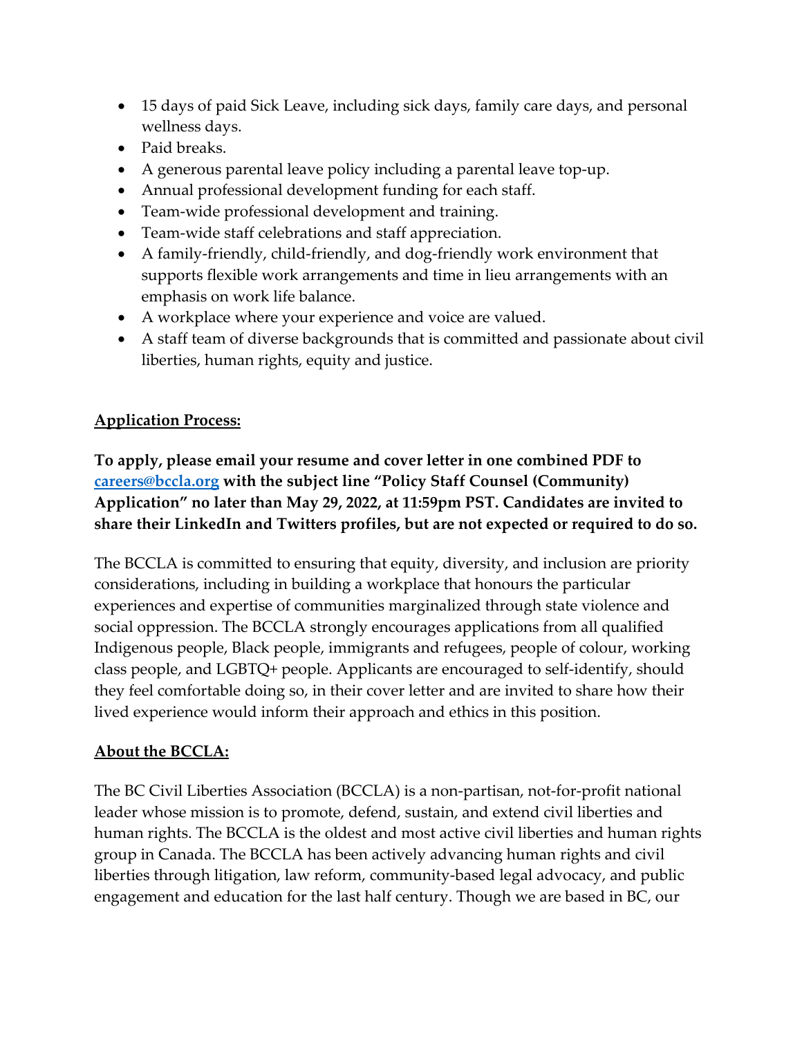- 15 days of paid Sick Leave, including sick days, family care days, and personal wellness days.
- Paid breaks.
- A generous parental leave policy including a parental leave top-up.
- Annual professional development funding for each staff.
- Team-wide professional development and training.
- Team-wide staff celebrations and staff appreciation.
- A family-friendly, child-friendly, and dog-friendly work environment that supports flexible work arrangements and time in lieu arrangements with an emphasis on work life balance.
- A workplace where your experience and voice are valued.
- A staff team of diverse backgrounds that is committed and passionate about civil liberties, human rights, equity and justice.

## Application Process:

**To apply, please email your resume and cover letter in one combined PDF to careers@bccla.org with the subject line "Policy Staff Counsel (Community) Application" no later than May 29, 2022, at 11:59pm PST. Candidates are invited to share their LinkedIn and Twitters profiles, but are not expected or required to do so.**

The BCCLA is committed to ensuring that equity, diversity, and inclusion are priority considerations, including in building a workplace that honours the particular experiences and expertise of communities marginalized through state violence and social oppression. The BCCLA strongly encourages applications from all qualified Indigenous people, Black people, immigrants and refugees, people of colour, working class people, and LGBTQ+ people. Applicants are encouraged to self-identify, should they feel comfortable doing so, in their cover letter and are invited to share how their lived experience would inform their approach and ethics in this position.

## About the BCCLA:

The BC Civil Liberties Association (BCCLA) is a non-partisan, not-for-profit national leader whose mission is to promote, defend, sustain, and extend civil liberties and human rights. The BCCLA is the oldest and most active civil liberties and human rights group in Canada. The BCCLA has been actively advancing human rights and civil liberties through litigation, law reform, community-based legal advocacy, and public engagement and education for the last half century. Though we are based in BC, our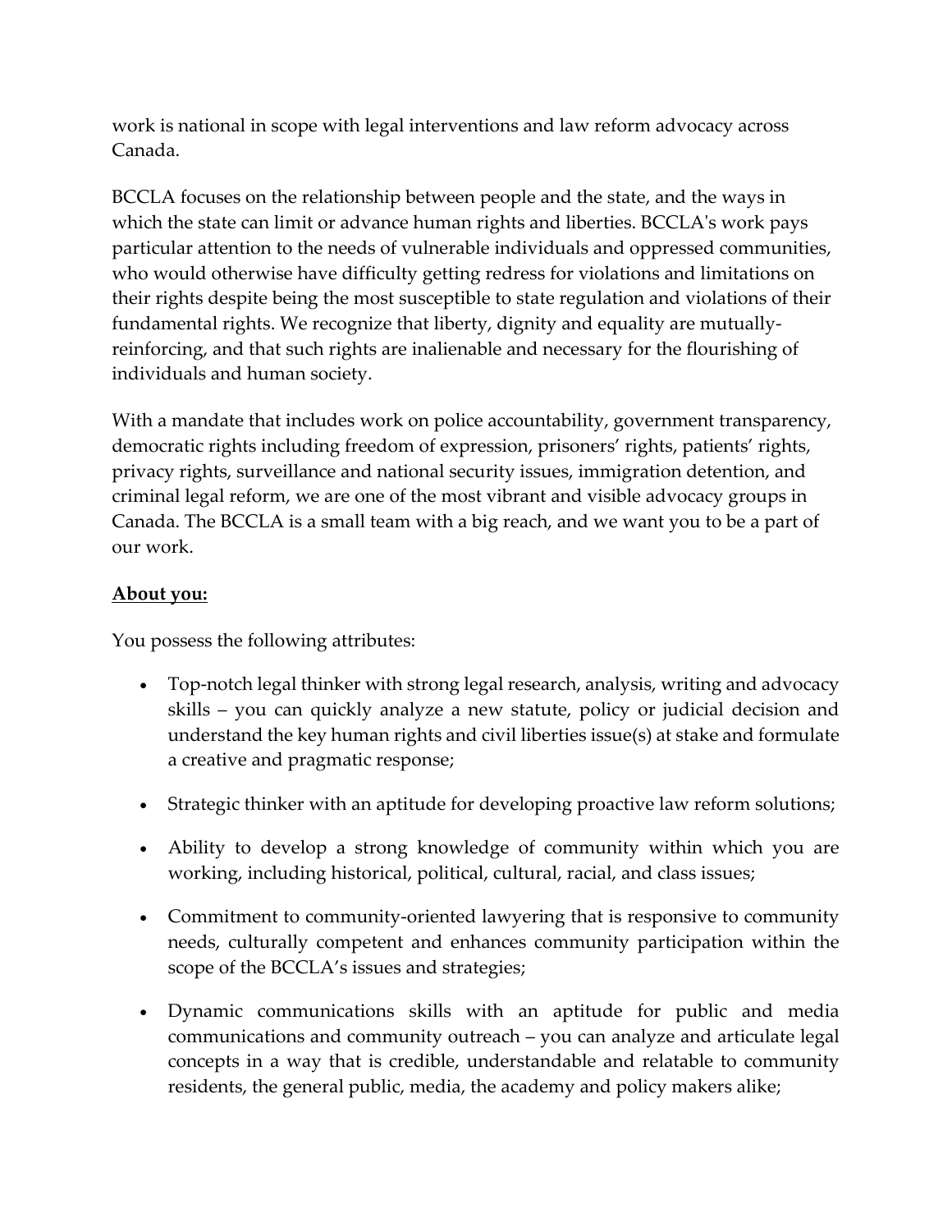work is national in scope with legal interventions and law reform advocacy across Canada.

BCCLA focuses on the relationship between people and the state, and the ways in which the state can limit or advance human rights and liberties. BCCLA's work pays particular attention to the needs of vulnerable individuals and oppressed communities, who would otherwise have difficulty getting redress for violations and limitations on their rights despite being the most susceptible to state regulation and violations of their fundamental rights. We recognize that liberty, dignity and equality are mutually-reinforcing, and that such rights are inalienable and necessary for the flourishing of individuals and human society.

With a mandate that includes work on police accountability, government transparency, democratic rights including freedom of expression, prisoners' rights, patients' rights, privacy rights, surveillance and national security issues, immigration detention, and criminal legal reform, we are one of the most vibrant and visible advocacy groups in Canada. The BCCLA is a small team with a big reach, and we want you to be a part of our work.

**About you:**

You possess the following attributes:

- Top-notch legal thinker with strong legal research, analysis, writing and advocacy skills – you can quickly analyze a new statute, policy or judicial decision and understand the key human rights and civil liberties issue(s) at stake and formulate a creative and pragmatic response;
- Strategic thinker with an aptitude for developing proactive law reform solutions;
- Ability to develop a strong knowledge of community within which you are working, including historical, political, cultural, racial, and class issues;
- Commitment to community-oriented lawyering that is responsive to community needs, culturally competent and enhances community participation within the scope of the BCCLA's issues and strategies;
- Dynamic communications skills with an aptitude for public and media communications and community outreach – you can analyze and articulate legal concepts in a way that is credible, understandable and relatable to community residents, the general public, media, the academy and policy makers alike;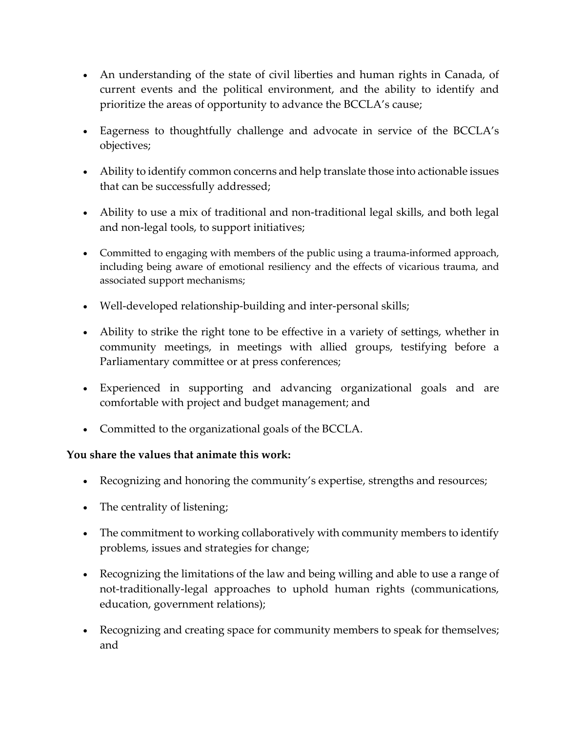- An understanding of the state of civil liberties and human rights in Canada, of current events and the political environment, and the ability to identify and prioritize the areas of opportunity to advance the BCCLA's cause;
- Eagerness to thoughtfully challenge and advocate in service of the BCCLA's objectives;
- Ability to identify common concerns and help translate those into actionable issues that can be successfully addressed;
- Ability to use a mix of traditional and non-traditional legal skills, and both legal and non-legal tools, to support initiatives;
- Committed to engaging with members of the public using a trauma-informed approach, including being aware of emotional resiliency and the effects of vicarious trauma, and associated support mechanisms;
- Well-developed relationship-building and inter-personal skills;
- Ability to strike the right tone to be effective in a variety of settings, whether in community meetings, in meetings with allied groups, testifying before a Parliamentary committee or at press conferences;
- Experienced in supporting and advancing organizational goals and are comfortable with project and budget management; and
- Committed to the organizational goals of the BCCLA.

**You share the values that animate this work:**

- Recognizing and honoring the community's expertise, strengths and resources;
- The centrality of listening;
- The commitment to working collaboratively with community members to identify problems, issues and strategies for change;
- Recognizing the limitations of the law and being willing and able to use a range of not-traditionally-legal approaches to uphold human rights (communications, education, government relations);
- Recognizing and creating space for community members to speak for themselves; and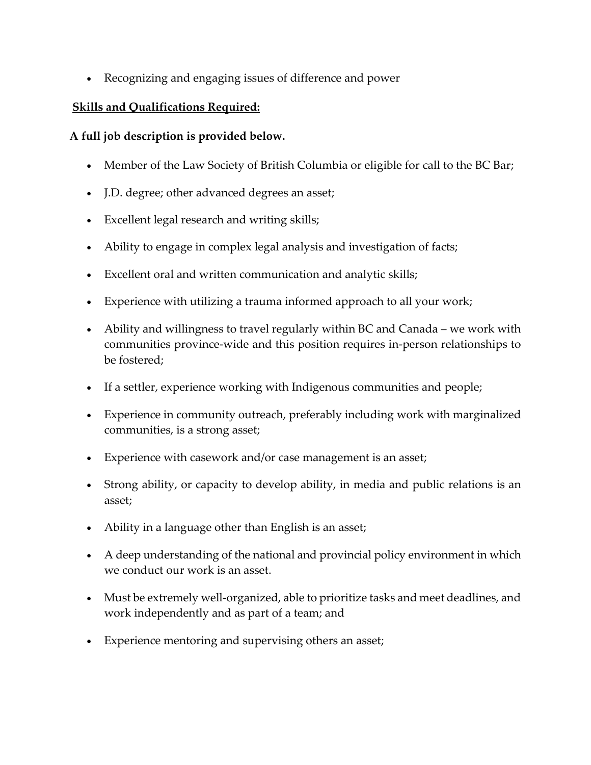- Recognizing and engaging issues of difference and power

**Skills and Qualifications Required:**

**A full job description is provided below.**

- Member of the Law Society of British Columbia or eligible for call to the BC Bar;
- J.D. degree; other advanced degrees an asset;
- Excellent legal research and writing skills;
- Ability to engage in complex legal analysis and investigation of facts;
- Excellent oral and written communication and analytic skills;
- Experience with utilizing a trauma informed approach to all your work;
- Ability and willingness to travel regularly within BC and Canada – we work with communities province-wide and this position requires in-person relationships to be fostered;
- If a settler, experience working with Indigenous communities and people;
- Experience in community outreach, preferably including work with marginalized communities, is a strong asset;
- Experience with casework and/or case management is an asset;
- Strong ability, or capacity to develop ability, in media and public relations is an asset;
- Ability in a language other than English is an asset;
- A deep understanding of the national and provincial policy environment in which we conduct our work is an asset.
- Must be extremely well-organized, able to prioritize tasks and meet deadlines, and work independently and as part of a team; and
- Experience mentoring and supervising others an asset;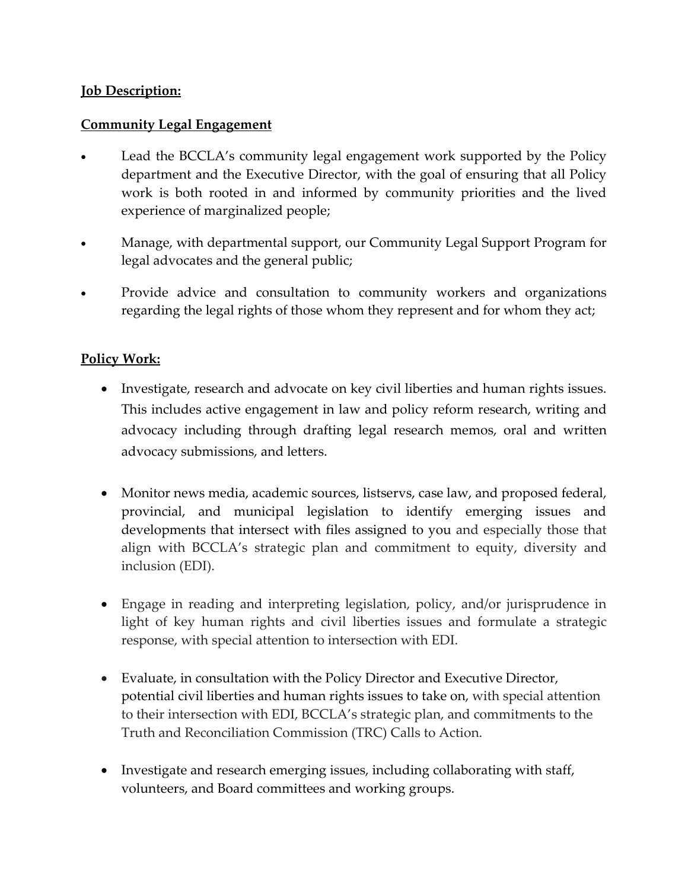**Job Description:**

**Community Legal Engagement**

- Lead the BCCLA's community legal engagement work supported by the Policy department and the Executive Director, with the goal of ensuring that all Policy work is both rooted in and informed by community priorities and the lived experience of marginalized people;
- Manage, with departmental support, our Community Legal Support Program for legal advocates and the general public;
- Provide advice and consultation to community workers and organizations regarding the legal rights of those whom they represent and for whom they act;

**Policy Work:**

- Investigate, research and advocate on key civil liberties and human rights issues. This includes active engagement in law and policy reform research, writing and advocacy including through drafting legal research memos, oral and written advocacy submissions, and letters.
- Monitor news media, academic sources, listservs, case law, and proposed federal, provincial, and municipal legislation to identify emerging issues and developments that intersect with files assigned to you and especially those that align with BCCLA's strategic plan and commitment to equity, diversity and inclusion (EDI).
- Engage in reading and interpreting legislation, policy, and/or jurisprudence in light of key human rights and civil liberties issues and formulate a strategic response, with special attention to intersection with EDI.
- Evaluate, in consultation with the Policy Director and Executive Director, potential civil liberties and human rights issues to take on, with special attention to their intersection with EDI, BCCLA's strategic plan, and commitments to the Truth and Reconciliation Commission (TRC) Calls to Action.
- Investigate and research emerging issues, including collaborating with staff, volunteers, and Board committees and working groups.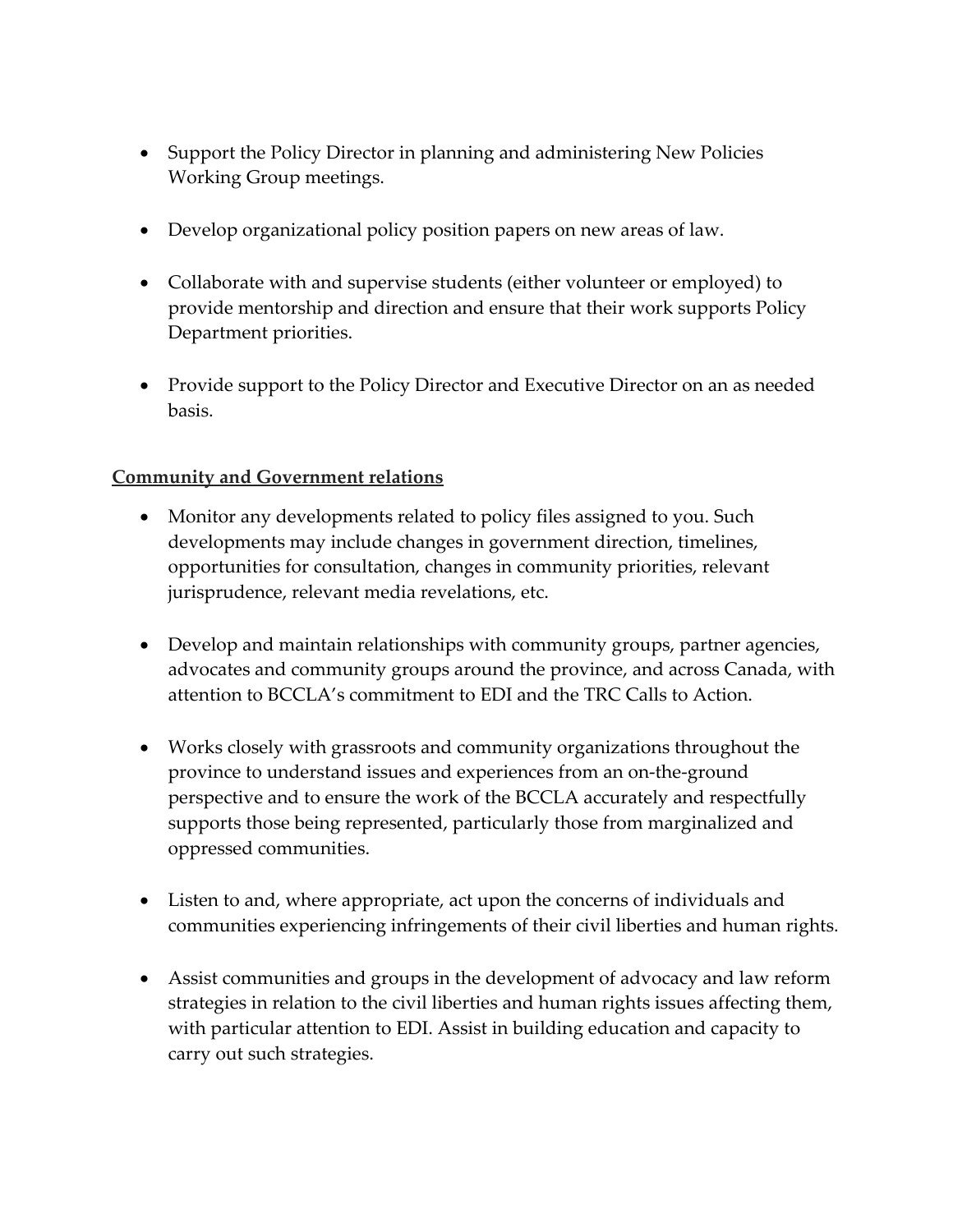- Support the Policy Director in planning and administering New Policies Working Group meetings.

- Develop organizational policy position papers on new areas of law.

- Collaborate with and supervise students (either volunteer or employed) to provide mentorship and direction and ensure that their work supports Policy Department priorities.

- Provide support to the Policy Director and Executive Director on an as needed basis.

**Community and Government relations**

- Monitor any developments related to policy files assigned to you. Such developments may include changes in government direction, timelines, opportunities for consultation, changes in community priorities, relevant jurisprudence, relevant media revelations, etc.

- Develop and maintain relationships with community groups, partner agencies, advocates and community groups around the province, and across Canada, with attention to BCCLA's commitment to EDI and the TRC Calls to Action.

- Works closely with grassroots and community organizations throughout the province to understand issues and experiences from an on-the-ground perspective and to ensure the work of the BCCLA accurately and respectfully supports those being represented, particularly those from marginalized and oppressed communities.

- Listen to and, where appropriate, act upon the concerns of individuals and communities experiencing infringements of their civil liberties and human rights.

- Assist communities and groups in the development of advocacy and law reform strategies in relation to the civil liberties and human rights issues affecting them, with particular attention to EDI. Assist in building education and capacity to carry out such strategies.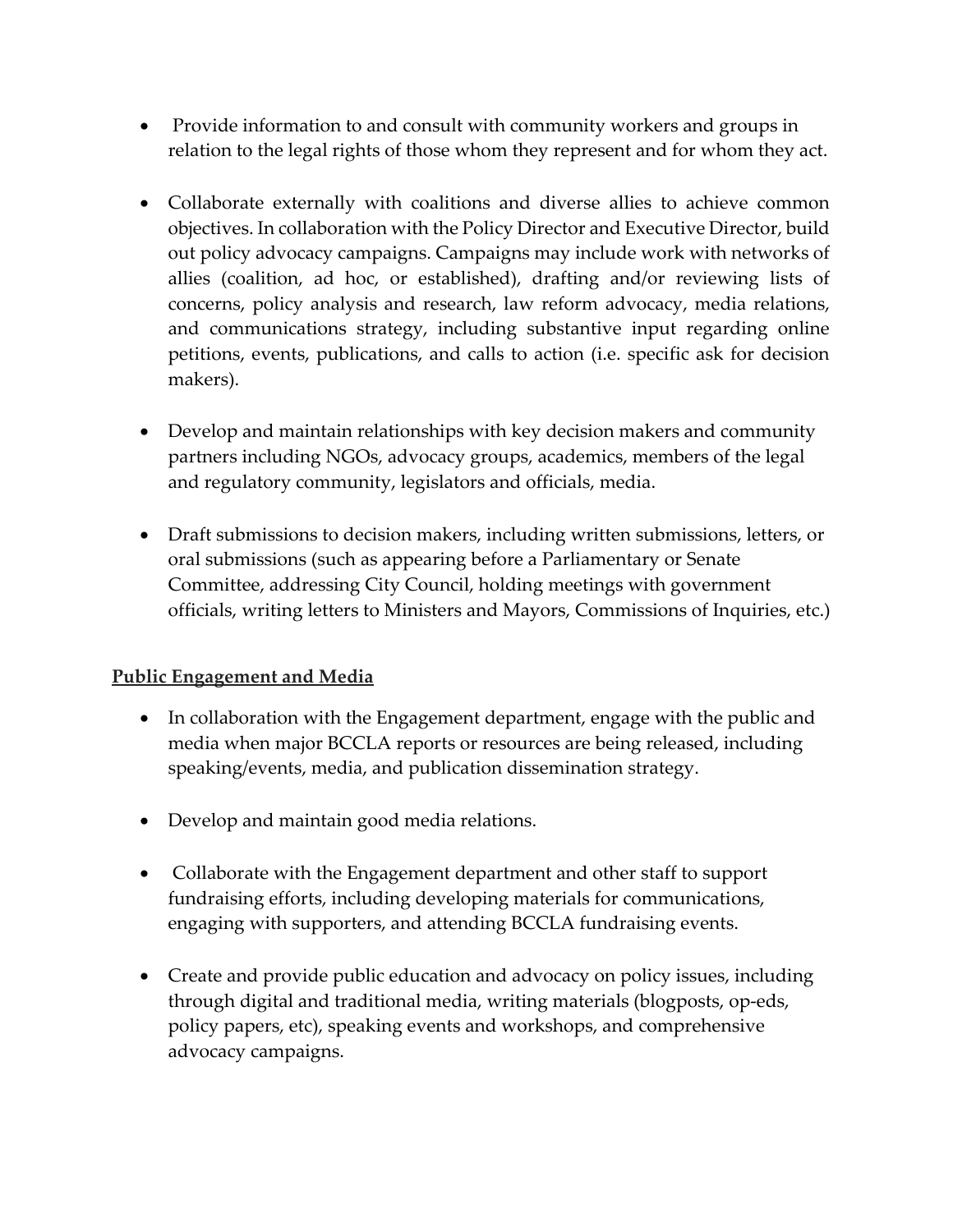- Provide information to and consult with community workers and groups in relation to the legal rights of those whom they represent and for whom they act.

- Collaborate externally with coalitions and diverse allies to achieve common objectives. In collaboration with the Policy Director and Executive Director, build out policy advocacy campaigns. Campaigns may include work with networks of allies (coalition, ad hoc, or established), drafting and/or reviewing lists of concerns, policy analysis and research, law reform advocacy, media relations, and communications strategy, including substantive input regarding online petitions, events, publications, and calls to action (i.e. specific ask for decision makers).

- Develop and maintain relationships with key decision makers and community partners including NGOs, advocacy groups, academics, members of the legal and regulatory community, legislators and officials, media.

- Draft submissions to decision makers, including written submissions, letters, or oral submissions (such as appearing before a Parliamentary or Senate Committee, addressing City Council, holding meetings with government officials, writing letters to Ministers and Mayors, Commissions of Inquiries, etc.)

**<u>Public Engagement and Media</u>**

- In collaboration with the Engagement department, engage with the public and media when major BCCLA reports or resources are being released, including speaking/events, media, and publication dissemination strategy.

- Develop and maintain good media relations.

- Collaborate with the Engagement department and other staff to support fundraising efforts, including developing materials for communications, engaging with supporters, and attending BCCLA fundraising events.

- Create and provide public education and advocacy on policy issues, including through digital and traditional media, writing materials (blogposts, op-eds, policy papers, etc), speaking events and workshops, and comprehensive advocacy campaigns.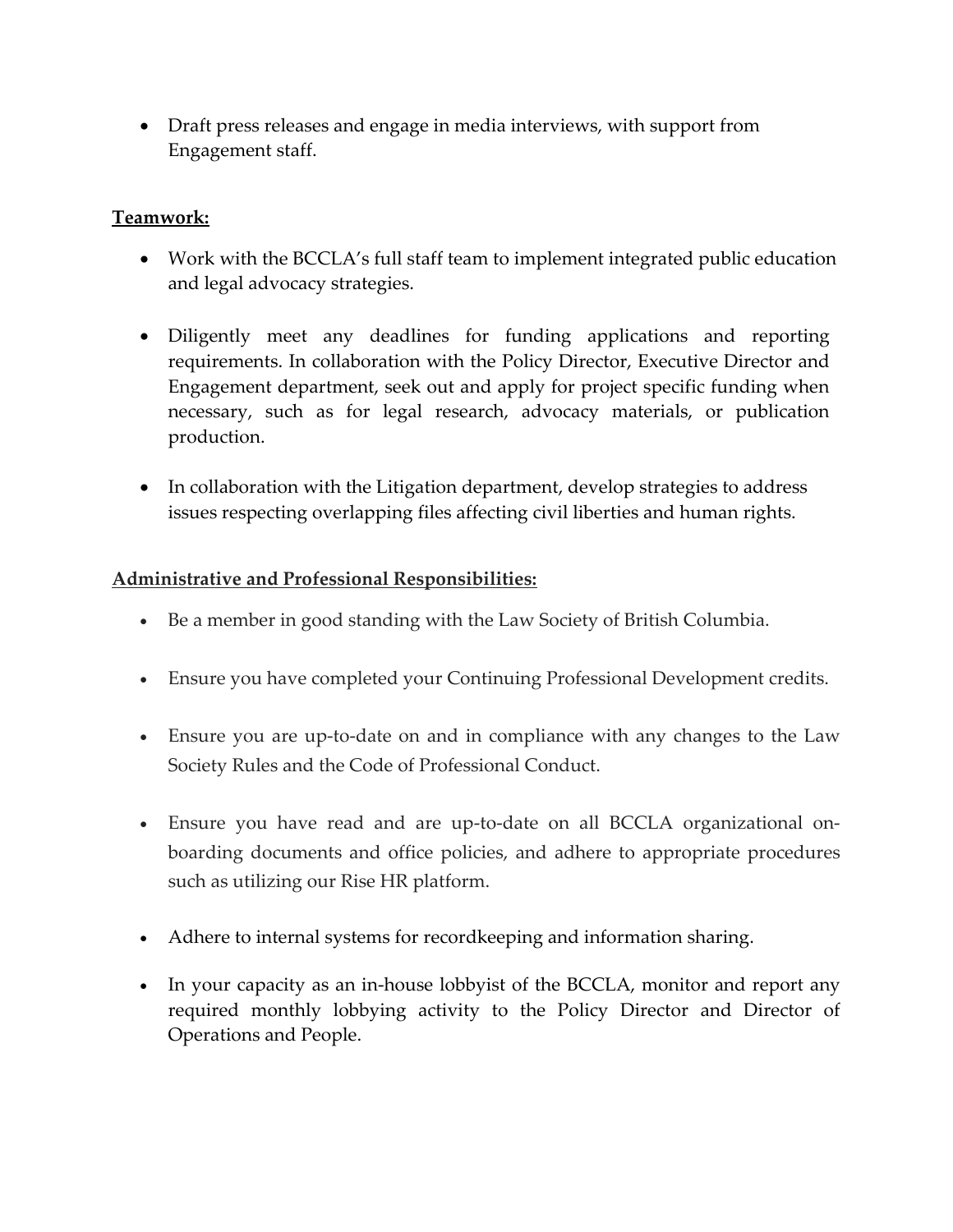- Draft press releases and engage in media interviews, with support from Engagement staff.

**Teamwork:**

- Work with the BCCLA's full staff team to implement integrated public education and legal advocacy strategies.

- Diligently meet any deadlines for funding applications and reporting requirements. In collaboration with the Policy Director, Executive Director and Engagement department, seek out and apply for project specific funding when necessary, such as for legal research, advocacy materials, or publication production.

- In collaboration with the Litigation department, develop strategies to address issues respecting overlapping files affecting civil liberties and human rights.

**Administrative and Professional Responsibilities:**

- Be a member in good standing with the Law Society of British Columbia.

- Ensure you have completed your Continuing Professional Development credits.

- Ensure you are up-to-date on and in compliance with any changes to the Law Society Rules and the Code of Professional Conduct.

- Ensure you have read and are up-to-date on all BCCLA organizational on-boarding documents and office policies, and adhere to appropriate procedures such as utilizing our Rise HR platform.

- Adhere to internal systems for recordkeeping and information sharing.

- In your capacity as an in-house lobbyist of the BCCLA, monitor and report any required monthly lobbying activity to the Policy Director and Director of Operations and People.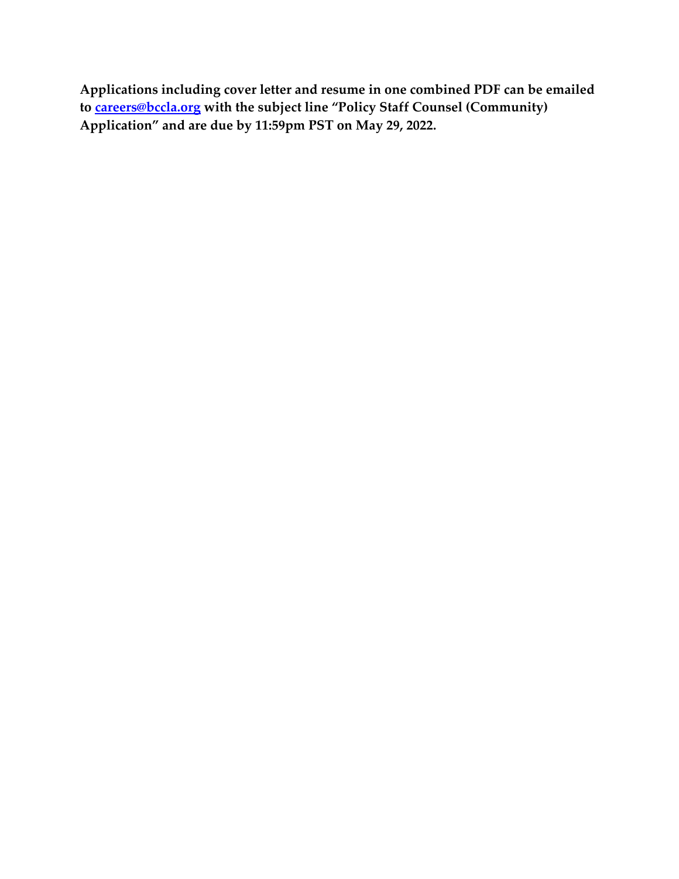**Applications including cover letter and resume in one combined PDF can be emailed to [careers@bccla.org](mailto:careers@bccla.org) with the subject line "Policy Staff Counsel (Community) Application" and are due by 11:59pm PST on May 29, 2022.**